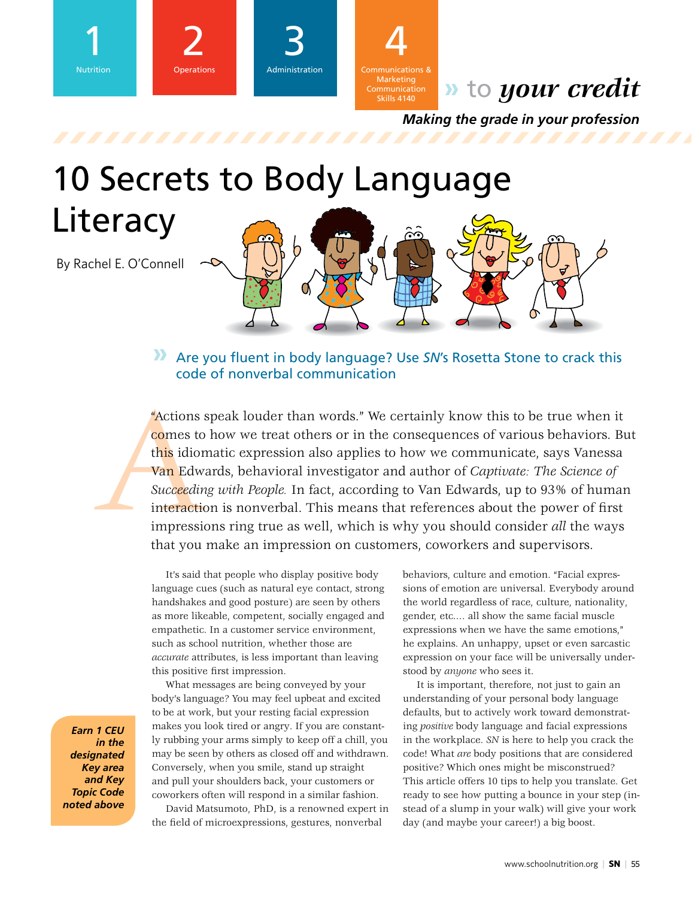1 Nutrition | 2 Operations | 3 Administration | 4 Communications & Marketing Communication Skills 4140

» to *your credit*

***Making the grade in your profession***

# 10 Secrets to Body Language Literacy

By Rachel E. O'Connell

» Are you fluent in body language? Use *SN*'s Rosetta Stone to crack this code of nonverbal communication

"Actions speak louder than words." We certainly know this to be true when it comes to how we treat others or in the consequences of various behaviors. But this idiomatic expression also applies to how we communicate, says Vanessa Van Edwards, behavioral investigator and author of *Captivate: The Science of Succeeding with People.* In fact, according to Van Edwards, up to 93% of human interaction is nonverbal. This means that references about the power of first impressions ring true as well, which is why you should consider *all* the ways that you make an impression on customers, coworkers and supervisors.

It's said that people who display positive body language cues (such as natural eye contact, strong handshakes and good posture) are seen by others as more likeable, competent, socially engaged and empathetic. In a customer service environment, such as school nutrition, whether those are *accurate* attributes, is less important than leaving this positive first impression.

What messages are being conveyed by your body's language? You may feel upbeat and excited to be at work, but your resting facial expression makes you look tired or angry. If you are constantly rubbing your arms simply to keep off a chill, you may be seen by others as closed off and withdrawn. Conversely, when you smile, stand up straight and pull your shoulders back, your customers or coworkers often will respond in a similar fashion.

David Matsumoto, PhD, is a renowned expert in the field of microexpressions, gestures, nonverbal behaviors, culture and emotion. "Facial expressions of emotion are universal. Everybody around the world regardless of race, culture, nationality, gender, etc.... all show the same facial muscle expressions when we have the same emotions," he explains. An unhappy, upset or even sarcastic expression on your face will be universally understood by *anyone* who sees it.

It is important, therefore, not just to gain an understanding of your personal body language defaults, but to actively work toward demonstrating *positive* body language and facial expressions in the workplace. *SN* is here to help you crack the code! What *are* body positions that are considered positive? Which ones might be misconstrued? This article offers 10 tips to help you translate. Get ready to see how putting a bounce in your step (instead of a slump in your walk) will give your work day (and maybe your career!) a big boost.

***Earn 1 CEU in the designated Key area and Key Topic Code noted above***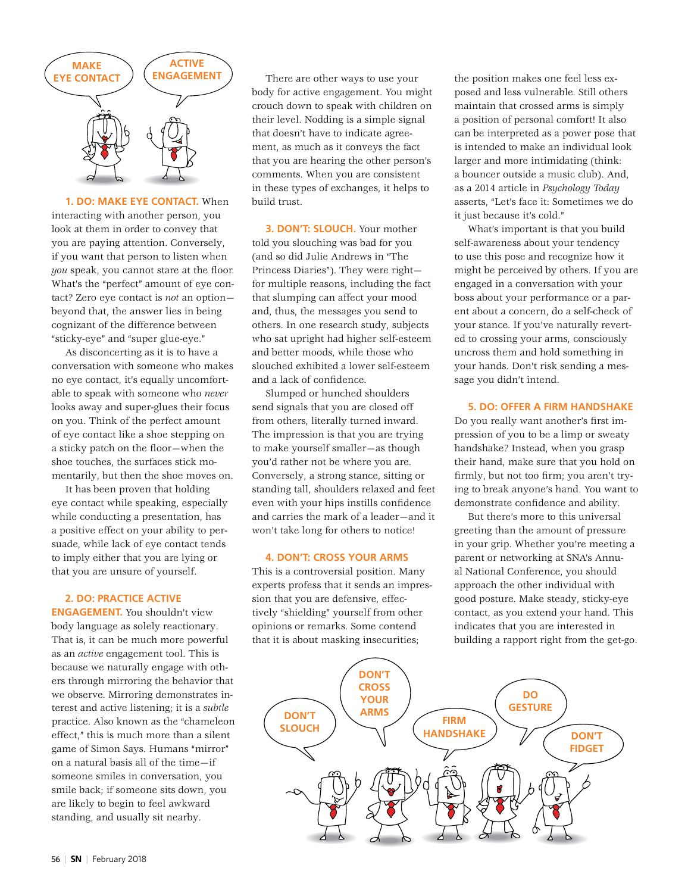**1. DO: MAKE EYE CONTACT.** When interacting with another person, you look at them in order to convey that you are paying attention. Conversely, if you want that person to listen when *you* speak, you cannot stare at the floor. What's the "perfect" amount of eye contact? Zero eye contact is *not* an option—beyond that, the answer lies in being cognizant of the difference between "sticky-eye" and "super glue-eye."

As disconcerting as it is to have a conversation with someone who makes no eye contact, it's equally uncomfortable to speak with someone who *never* looks away and super-glues their focus on you. Think of the perfect amount of eye contact like a shoe stepping on a sticky patch on the floor—when the shoe touches, the surfaces stick momentarily, but then the shoe moves on.

It has been proven that holding eye contact while speaking, especially while conducting a presentation, has a positive effect on your ability to persuade, while lack of eye contact tends to imply either that you are lying or that you are unsure of yourself.

**2. DO: PRACTICE ACTIVE ENGAGEMENT.** You shouldn't view body language as solely reactionary. That is, it can be much more powerful as an *active* engagement tool. This is because we naturally engage with others through mirroring the behavior that we observe. Mirroring demonstrates interest and active listening; it is a *subtle* practice. Also known as the "chameleon effect," this is much more than a silent game of Simon Says. Humans "mirror" on a natural basis all of the time—if someone smiles in conversation, you smile back; if someone sits down, you are likely to begin to feel awkward standing, and usually sit nearby.

There are other ways to use your body for active engagement. You might crouch down to speak with children on their level. Nodding is a simple signal that doesn't have to indicate agreement, as much as it conveys the fact that you are hearing the other person's comments. When you are consistent in these types of exchanges, it helps to build trust.

**3. DON'T: SLOUCH.** Your mother told you slouching was bad for you (and so did Julie Andrews in "The Princess Diaries"). They were right—for multiple reasons, including the fact that slumping can affect your mood and, thus, the messages you send to others. In one research study, subjects who sat upright had higher self-esteem and better moods, while those who slouched exhibited a lower self-esteem and a lack of confidence.

Slumped or hunched shoulders send signals that you are closed off from others, literally turned inward. The impression is that you are trying to make yourself smaller—as though you'd rather not be where you are. Conversely, a strong stance, sitting or standing tall, shoulders relaxed and feet even with your hips instills confidence and carries the mark of a leader—and it won't take long for others to notice!

**4. DON'T: CROSS YOUR ARMS**
This is a controversial position. Many experts profess that it sends an impression that you are defensive, effectively "shielding" yourself from other opinions or remarks. Some contend that it is about masking insecurities; the position makes one feel less exposed and less vulnerable. Still others maintain that crossed arms is simply a position of personal comfort! It also can be interpreted as a power pose that is intended to make an individual look larger and more intimidating (think: a bouncer outside a music club). And, as a 2014 article in *Psychology Today* asserts, "Let's face it: Sometimes we do it just because it's cold."

What's important is that you build self-awareness about your tendency to use this pose and recognize how it might be perceived by others. If you are engaged in a conversation with your boss about your performance or a parent about a concern, do a self-check of your stance. If you've naturally reverted to crossing your arms, consciously uncross them and hold something in your hands. Don't risk sending a message you didn't intend.

**5. DO: OFFER A FIRM HANDSHAKE**
Do you really want another's first impression of you to be a limp or sweaty handshake? Instead, when you grasp their hand, make sure that you hold on firmly, but not too firm; you aren't trying to break anyone's hand. You want to demonstrate confidence and ability.

But there's more to this universal greeting than the amount of pressure in your grip. Whether you're meeting a parent or networking at SNA's Annual National Conference, you should approach the other individual with good posture. Make steady, sticky-eye contact, as you extend your hand. This indicates that you are interested in building a rapport right from the get-go.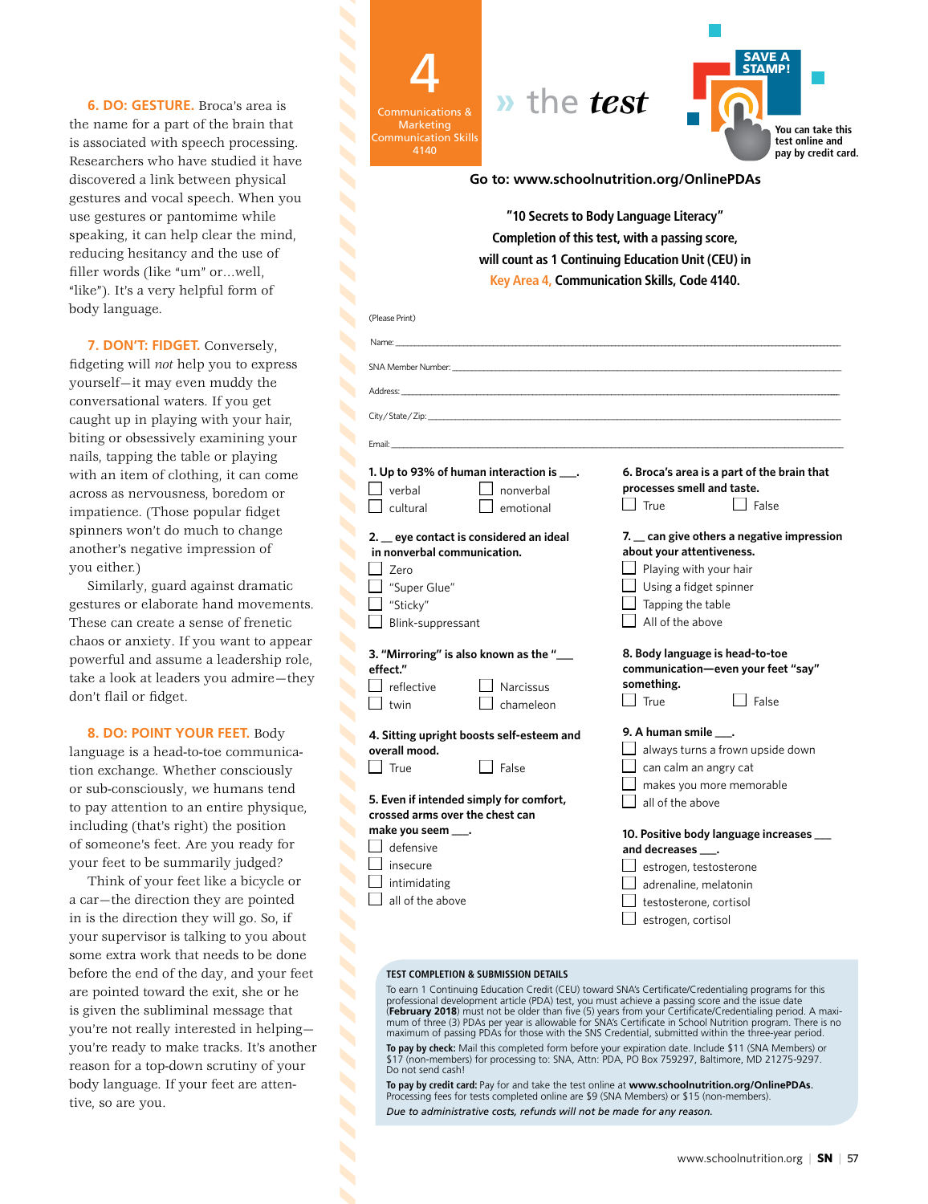**6. DO: GESTURE.** Broca's area is the name for a part of the brain that is associated with speech processing. Researchers who have studied it have discovered a link between physical gestures and vocal speech. When you use gestures or pantomime while speaking, it can help clear the mind, reducing hesitancy and the use of filler words (like "um" or…well, "like"). It's a very helpful form of body language.

**7. DON'T: FIDGET.** Conversely, fidgeting will *not* help you to express yourself—it may even muddy the conversational waters. If you get caught up in playing with your hair, biting or obsessively examining your nails, tapping the table or playing with an item of clothing, it can come across as nervousness, boredom or impatience. (Those popular fidget spinners won't do much to change another's negative impression of you either.)

Similarly, guard against dramatic gestures or elaborate hand movements. These can create a sense of frenetic chaos or anxiety. If you want to appear powerful and assume a leadership role, take a look at leaders you admire—they don't flail or fidget.

**8. DO: POINT YOUR FEET.** Body language is a head-to-toe communication exchange. Whether consciously or sub-consciously, we humans tend to pay attention to an entire physique, including (that's right) the position of someone's feet. Are you ready for your feet to be summarily judged?

Think of your feet like a bicycle or a car—the direction they are pointed in is the direction they will go. So, if your supervisor is talking to you about some extra work that needs to be done before the end of the day, and your feet are pointed toward the exit, she or he is given the subliminal message that you're not really interested in helping—you're ready to make tracks. It's another reason for a top-down scrutiny of your body language. If your feet are attentive, so are you.

**4**
Communications & Marketing
Communication Skills
4140

# » the *test*

**SAVE A STAMP!** You can take this test online and pay by credit card.

**Go to: www.schoolnutrition.org/OnlinePDAs**

**"10 Secrets to Body Language Literacy"**
**Completion of this test, with a passing score, will count as 1 Continuing Education Unit (CEU) in Key Area 4, Communication Skills, Code 4140.**

(Please Print)

Name: ______________________________

SNA Member Number: ______________________________

Address: ______________________________

City/State/Zip: ______________________________

Email: ______________________________

**1. Up to 93% of human interaction is ___.**
- ☐ verbal
- ☐ nonverbal
- ☐ cultural
- ☐ emotional

**2. __ eye contact is considered an ideal in nonverbal communication.**
- ☐ Zero
- ☐ "Super Glue"
- ☐ "Sticky"
- ☐ Blink-suppressant

**3. "Mirroring" is also known as the "__ effect."**
- ☐ reflective
- ☐ Narcissus
- ☐ twin
- ☐ chameleon

**4. Sitting upright boosts self-esteem and overall mood.**
- ☐ True
- ☐ False

**5. Even if intended simply for comfort, crossed arms over the chest can make you seem ___.**
- ☐ defensive
- ☐ insecure
- ☐ intimidating
- ☐ all of the above

**6. Broca's area is a part of the brain that processes smell and taste.**
- ☐ True
- ☐ False

**7. __ can give others a negative impression about your attentiveness.**
- ☐ Playing with your hair
- ☐ Using a fidget spinner
- ☐ Tapping the table
- ☐ All of the above

**8. Body language is head-to-toe communication—even your feet "say" something.**
- ☐ True
- ☐ False

**9. A human smile ___.**
- ☐ always turns a frown upside down
- ☐ can calm an angry cat
- ☐ makes you more memorable
- ☐ all of the above

**10. Positive body language increases ___ and decreases ___.**
- ☐ estrogen, testosterone
- ☐ adrenaline, melatonin
- ☐ testosterone, cortisol
- ☐ estrogen, cortisol

**TEST COMPLETION & SUBMISSION DETAILS**

To earn 1 Continuing Education Credit (CEU) toward SNA's Certificate/Credentialing programs for this professional development article (PDA) test, you must achieve a passing score and the issue date (**February 2018**) must not be older than five (5) years from your Certificate/Credentialing period. A maximum of three (3) PDAs per year is allowable for SNA's Certificate in School Nutrition program. There is no maximum of passing PDAs for those with the SNS Credential, submitted within the three-year period.

**To pay by check:** Mail this completed form before your expiration date. Include $11 (SNA Members) or $17 (non-members) for processing to: SNA, Attn: PDA, PO Box 759297, Baltimore, MD 21275-9297. Do not send cash!

**To pay by credit card:** Pay for and take the test online at **www.schoolnutrition.org/OnlinePDAs**. Processing fees for tests completed online are $9 (SNA Members) or $15 (non-members).

*Due to administrative costs, refunds will not be made for any reason.*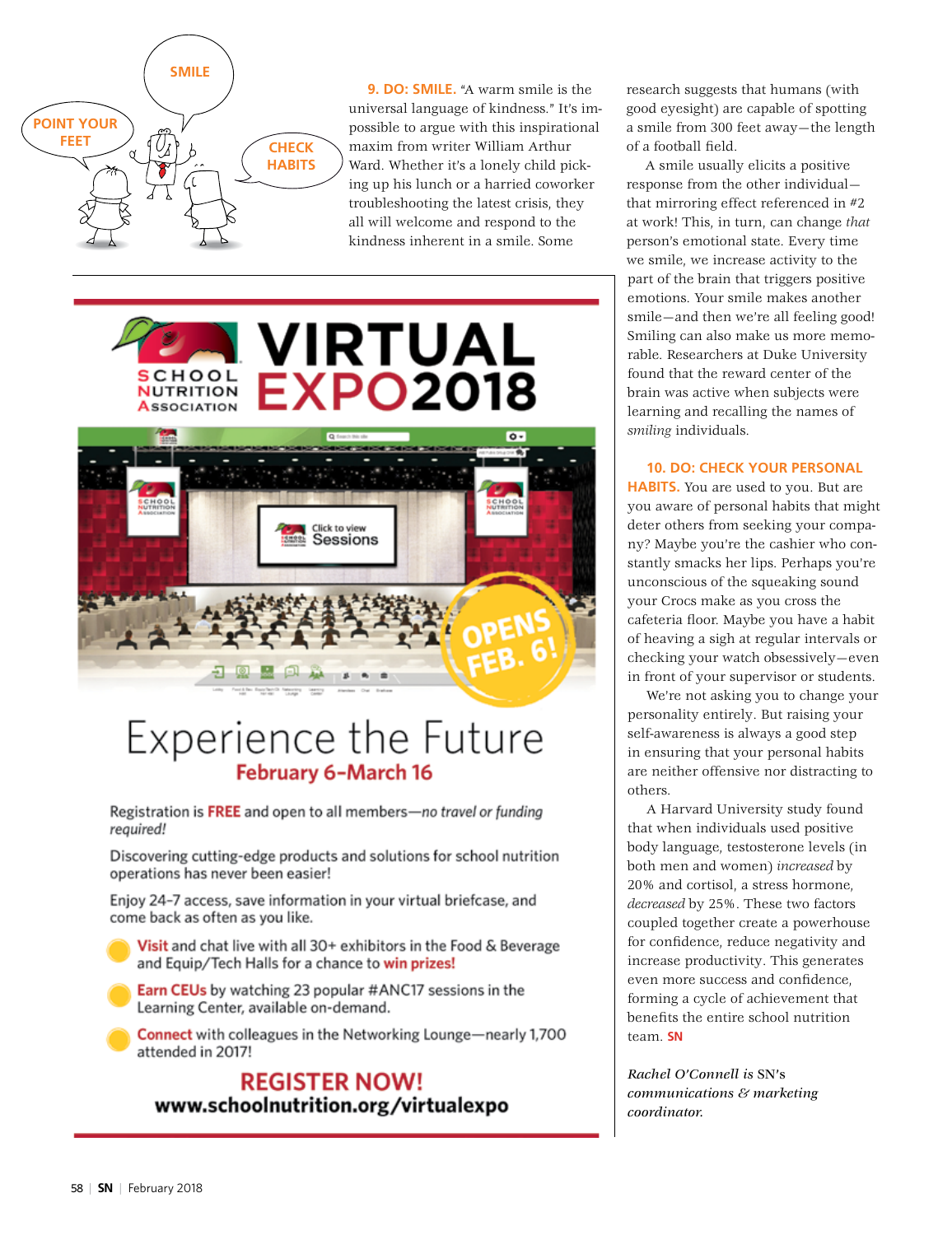**9. DO: SMILE.** "A warm smile is the universal language of kindness." It's impossible to argue with this inspirational maxim from writer William Arthur Ward. Whether it's a lonely child picking up his lunch or a harried coworker troubleshooting the latest crisis, they all will welcome and respond to the kindness inherent in a smile. Some research suggests that humans (with good eyesight) are capable of spotting a smile from 300 feet away—the length of a football field.

A smile usually elicits a positive response from the other individual—that mirroring effect referenced in #2 at work! This, in turn, can change *that* person's emotional state. Every time we smile, we increase activity to the part of the brain that triggers positive emotions. Your smile makes another smile—and then we're all feeling good! Smiling can also make us more memorable. Researchers at Duke University found that the reward center of the brain was active when subjects were learning and recalling the names of *smiling* individuals.

**10. DO: CHECK YOUR PERSONAL HABITS.** You are used to you. But are you aware of personal habits that might deter others from seeking your company? Maybe you're the cashier who constantly smacks her lips. Perhaps you're unconscious of the squeaking sound your Crocs make as you cross the cafeteria floor. Maybe you have a habit of heaving a sigh at regular intervals or checking your watch obsessively—even in front of your supervisor or students.

We're not asking you to change your personality entirely. But raising your self-awareness is always a good step in ensuring that your personal habits are neither offensive nor distracting to others.

A Harvard University study found that when individuals used positive body language, testosterone levels (in both men and women) *increased* by 20% and cortisol, a stress hormone, *decreased* by 25%. These two factors coupled together create a powerhouse for confidence, reduce negativity and increase productivity. This generates even more success and confidence, forming a cycle of achievement that benefits the entire school nutrition team. **SN**

*Rachel O'Connell is SN's communications & marketing coordinator.*

---

SCHOOL NUTRITION ASSOCIATION

# VIRTUAL EXPO2018

Click to view Sessions

OPENS FEB. 6!

## Experience the Future

**February 6–March 16**

Registration is **FREE** and open to all members—*no travel or funding required!*

Discovering cutting-edge products and solutions for school nutrition operations has never been easier!

Enjoy 24-7 access, save information in your virtual briefcase, and come back as often as you like.

- **Visit** and chat live with all 30+ exhibitors in the Food & Beverage and Equip/Tech Halls for a chance to **win prizes!**
- **Earn CEUs** by watching 23 popular #ANC17 sessions in the Learning Center, available on-demand.
- **Connect** with colleagues in the Networking Lounge—nearly 1,700 attended in 2017!

**REGISTER NOW!**
**www.schoolnutrition.org/virtualexpo**